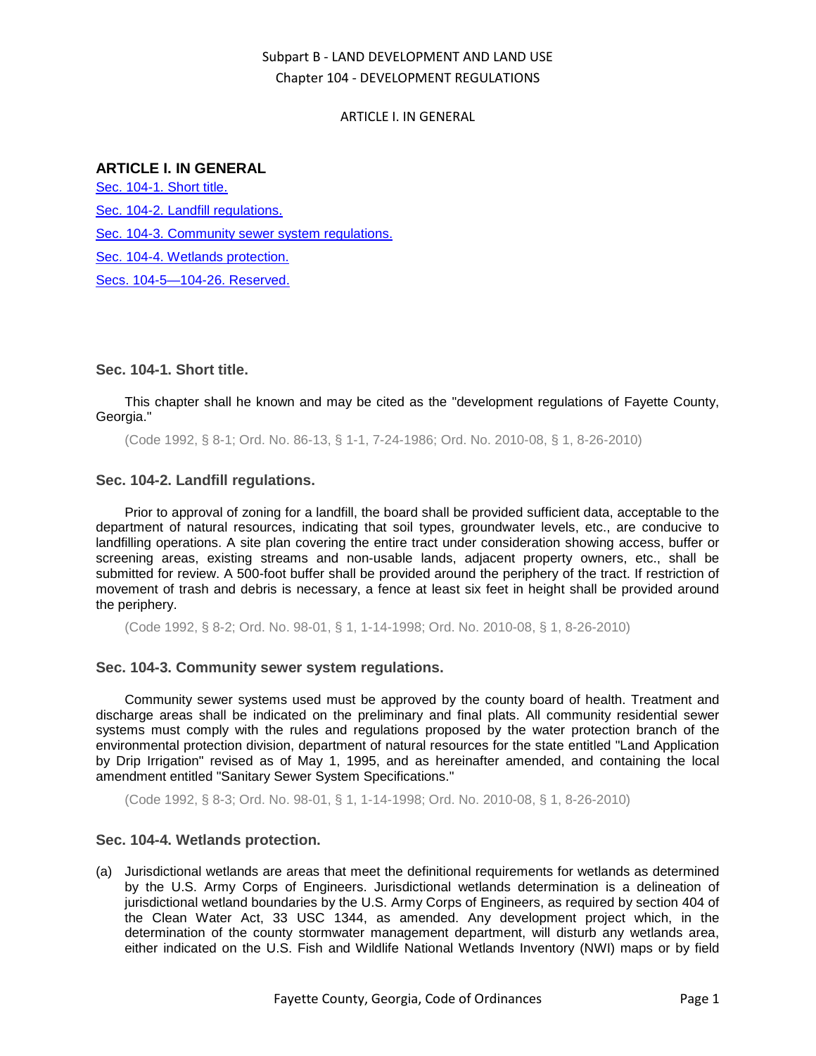# ARTICLE I. IN GENERAL

Sec. 104-1. Short title.

Sec. 104-2. Landfill regulations.

Sec. 104-3. Community sewer system regulations.

Sec. 104-4. Wetlands protection.

Secs. 104-5—104-26. Reserved.

### Sec. 104-1. Short title.

This chapter shall he known and may be cited as the "development regulations of Fayette County, Georgia."

(Code 1992, § 8-1; Ord. No. 86-13, § 1-1, 7-24-1986; Ord. No. 2010-08, § 1, 8-26-2010)

### Sec. 104-2. Landfill regulations.

Prior to approval of zoning for a landfill, the board shall be provided sufficient data, acceptable to the department of natural resources, indicating that soil types, groundwater levels, etc., are conducive to landfilling operations. A site plan covering the entire tract under consideration showing access, buffer or screening areas, existing streams and non-usable lands, adjacent property owners, etc., shall be submitted for review. A 500-foot buffer shall be provided around the periphery of the tract. If restriction of movement of trash and debris is necessary, a fence at least six feet in height shall be provided around the periphery.

(Code 1992, § 8-2; Ord. No. 98-01, § 1, 1-14-1998; Ord. No. 2010-08, § 1, 8-26-2010)

### Sec. 104-3. Community sewer system regulations.

Community sewer systems used must be approved by the county board of health. Treatment and discharge areas shall be indicated on the preliminary and final plats. All community residential sewer systems must comply with the rules and regulations proposed by the water protection branch of the environmental protection division, department of natural resources for the state entitled "Land Application by Drip Irrigation" revised as of May 1, 1995, and as hereinafter amended, and containing the local amendment entitled "Sanitary Sewer System Specifications."

(Code 1992, § 8-3; Ord. No. 98-01, § 1, 1-14-1998; Ord. No. 2010-08, § 1, 8-26-2010)

### Sec. 104-4. Wetlands protection.

(a) Jurisdictional wetlands are areas that meet the definitional requirements for wetlands as determined by the U.S. Army Corps of Engineers. Jurisdictional wetlands determination is a delineation of jurisdictional wetland boundaries by the U.S. Army Corps of Engineers, as required by section 404 of the Clean Water Act, 33 USC 1344, as amended. Any development project which, in the determination of the county stormwater management department, will disturb any wetlands area, either indicated on the U.S. Fish and Wildlife National Wetlands Inventory (NWI) maps or by field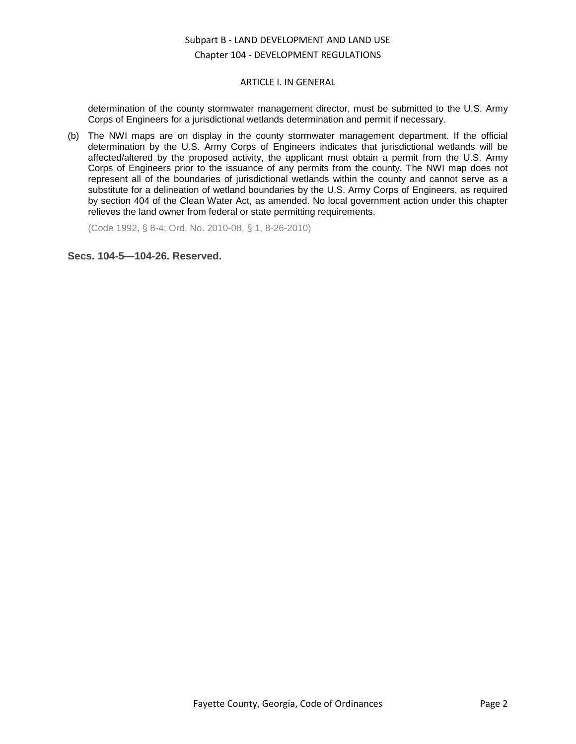determination of the county stormwater management director, must be submitted to the U.S. Army Corps of Engineers for a jurisdictional wetlands determination and permit if necessary.

(b) The NWI maps are on display in the county stormwater management department. If the official determination by the U.S. Army Corps of Engineers indicates that jurisdictional wetlands will be affected/altered by the proposed activity, the applicant must obtain a permit from the U.S. Army Corps of Engineers prior to the issuance of any permits from the county. The NWI map does not represent all of the boundaries of jurisdictional wetlands within the county and cannot serve as a substitute for a delineation of wetland boundaries by the U.S. Army Corps of Engineers, as required by section 404 of the Clean Water Act, as amended. No local government action under this chapter relieves the land owner from federal or state permitting requirements.

(Code 1992, § 8-4; Ord. No. 2010-08, § 1, 8-26-2010)

### Secs. 104-5—104-26. Reserved.